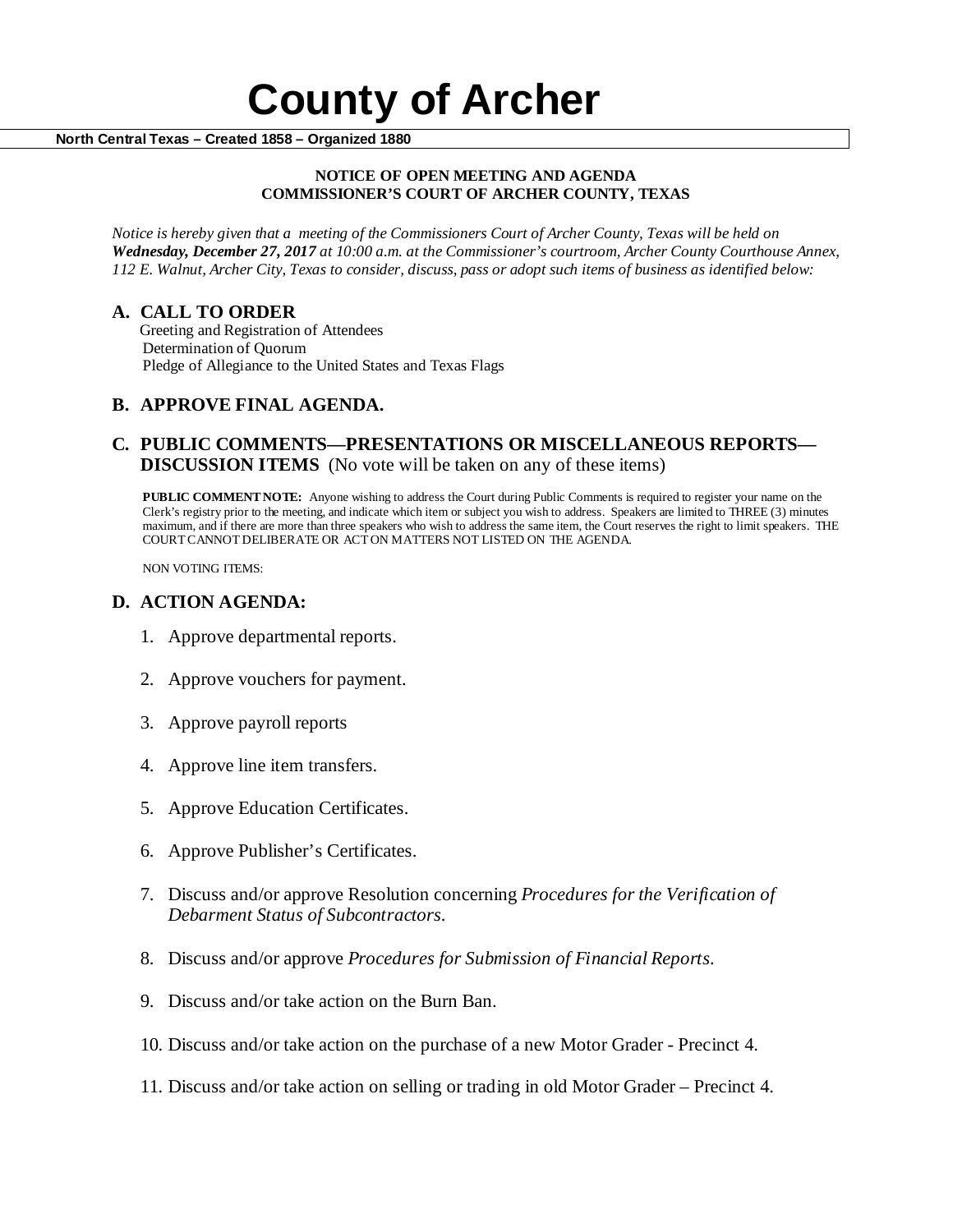# County of Archer

**North Central Texas – Created 1858 – Organized 1880**

**NOTICE OF OPEN MEETING AND AGENDA**
**COMMISSIONER'S COURT OF ARCHER COUNTY, TEXAS**

*Notice is hereby given that a meeting of the Commissioners Court of Archer County, Texas will be held on* ***Wednesday, December 27, 2017*** *at 10:00 a.m. at the Commissioner's courtroom, Archer County Courthouse Annex, 112 E. Walnut, Archer City, Texas to consider, discuss, pass or adopt such items of business as identified below:*

## A. CALL TO ORDER

Greeting and Registration of Attendees
Determination of Quorum
Pledge of Allegiance to the United States and Texas Flags

## B. APPROVE FINAL AGENDA.

## C. PUBLIC COMMENTS—PRESENTATIONS OR MISCELLANEOUS REPORTS—DISCUSSION ITEMS (No vote will be taken on any of these items)

**PUBLIC COMMENT NOTE:** Anyone wishing to address the Court during Public Comments is required to register your name on the Clerk's registry prior to the meeting, and indicate which item or subject you wish to address. Speakers are limited to THREE (3) minutes maximum, and if there are more than three speakers who wish to address the same item, the Court reserves the right to limit speakers. THE COURT CANNOT DELIBERATE OR ACT ON MATTERS NOT LISTED ON THE AGENDA.

NON VOTING ITEMS:

## D. ACTION AGENDA:

1. Approve departmental reports.
2. Approve vouchers for payment.
3. Approve payroll reports
4. Approve line item transfers.
5. Approve Education Certificates.
6. Approve Publisher's Certificates.
7. Discuss and/or approve Resolution concerning *Procedures for the Verification of Debarment Status of Subcontractors*.
8. Discuss and/or approve *Procedures for Submission of Financial Reports*.
9. Discuss and/or take action on the Burn Ban.
10. Discuss and/or take action on the purchase of a new Motor Grader - Precinct 4.
11. Discuss and/or take action on selling or trading in old Motor Grader – Precinct 4.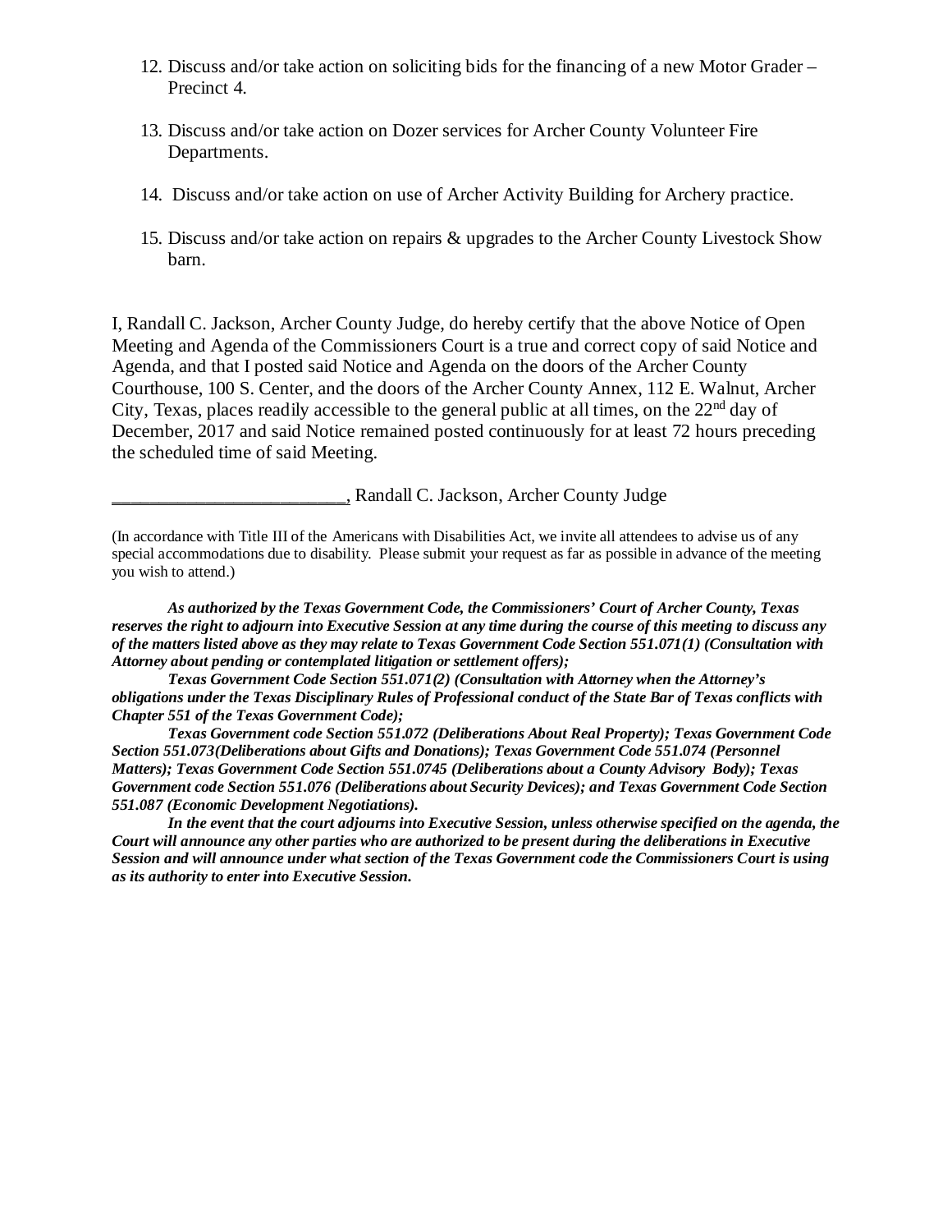12. Discuss and/or take action on soliciting bids for the financing of a new Motor Grader – Precinct 4.

13. Discuss and/or take action on Dozer services for Archer County Volunteer Fire Departments.

14. Discuss and/or take action on use of Archer Activity Building for Archery practice.

15. Discuss and/or take action on repairs & upgrades to the Archer County Livestock Show barn.

I, Randall C. Jackson, Archer County Judge, do hereby certify that the above Notice of Open Meeting and Agenda of the Commissioners Court is a true and correct copy of said Notice and Agenda, and that I posted said Notice and Agenda on the doors of the Archer County Courthouse, 100 S. Center, and the doors of the Archer County Annex, 112 E. Walnut, Archer City, Texas, places readily accessible to the general public at all times, on the 22nd day of December, 2017 and said Notice remained posted continuously for at least 72 hours preceding the scheduled time of said Meeting.

________________________, Randall C. Jackson, Archer County Judge

(In accordance with Title III of the Americans with Disabilities Act, we invite all attendees to advise us of any special accommodations due to disability. Please submit your request as far as possible in advance of the meeting you wish to attend.)

***As authorized by the Texas Government Code, the Commissioners' Court of Archer County, Texas reserves the right to adjourn into Executive Session at any time during the course of this meeting to discuss any of the matters listed above as they may relate to Texas Government Code Section 551.071(1) (Consultation with Attorney about pending or contemplated litigation or settlement offers);***

***Texas Government Code Section 551.071(2) (Consultation with Attorney when the Attorney's obligations under the Texas Disciplinary Rules of Professional conduct of the State Bar of Texas conflicts with Chapter 551 of the Texas Government Code);***

***Texas Government code Section 551.072 (Deliberations About Real Property); Texas Government Code Section 551.073(Deliberations about Gifts and Donations); Texas Government Code 551.074 (Personnel Matters); Texas Government Code Section 551.0745 (Deliberations about a County Advisory Body); Texas Government code Section 551.076 (Deliberations about Security Devices); and Texas Government Code Section 551.087 (Economic Development Negotiations).***

***In the event that the court adjourns into Executive Session, unless otherwise specified on the agenda, the Court will announce any other parties who are authorized to be present during the deliberations in Executive Session and will announce under what section of the Texas Government code the Commissioners Court is using as its authority to enter into Executive Session.***